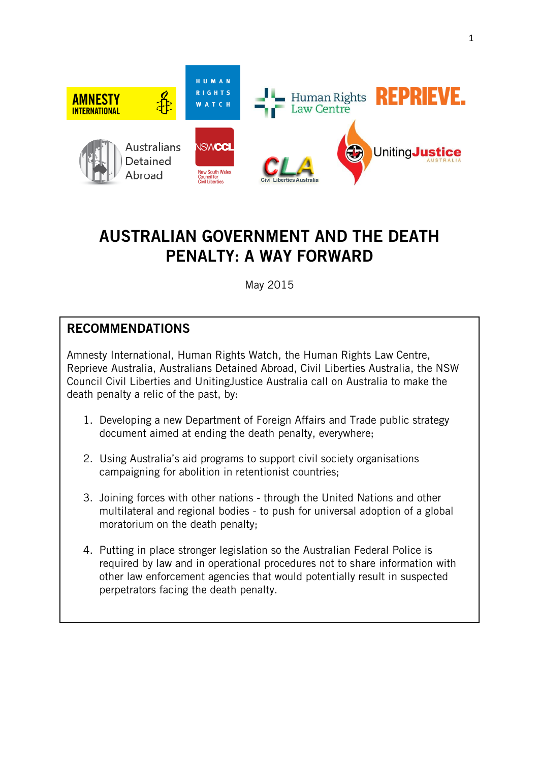# AUSTRALIAN GOVERNMENT AND THE DEATH PENALTY: A WAY FORWARD

May 2015

## RECOMMENDATIONS

Amnesty International, Human Rights Watch, the Human Rights Law Centre, Reprieve Australia, Australians Detained Abroad, Civil Liberties Australia, the NSW Council Civil Liberties and UnitingJustice Australia call on Australia to make the death penalty a relic of the past, by:

1. Developing a new Department of Foreign Affairs and Trade public strategy document aimed at ending the death penalty, everywhere;
2. Using Australia's aid programs to support civil society organisations campaigning for abolition in retentionist countries;
3. Joining forces with other nations - through the United Nations and other multilateral and regional bodies - to push for universal adoption of a global moratorium on the death penalty;
4. Putting in place stronger legislation so the Australian Federal Police is required by law and in operational procedures not to share information with other law enforcement agencies that would potentially result in suspected perpetrators facing the death penalty.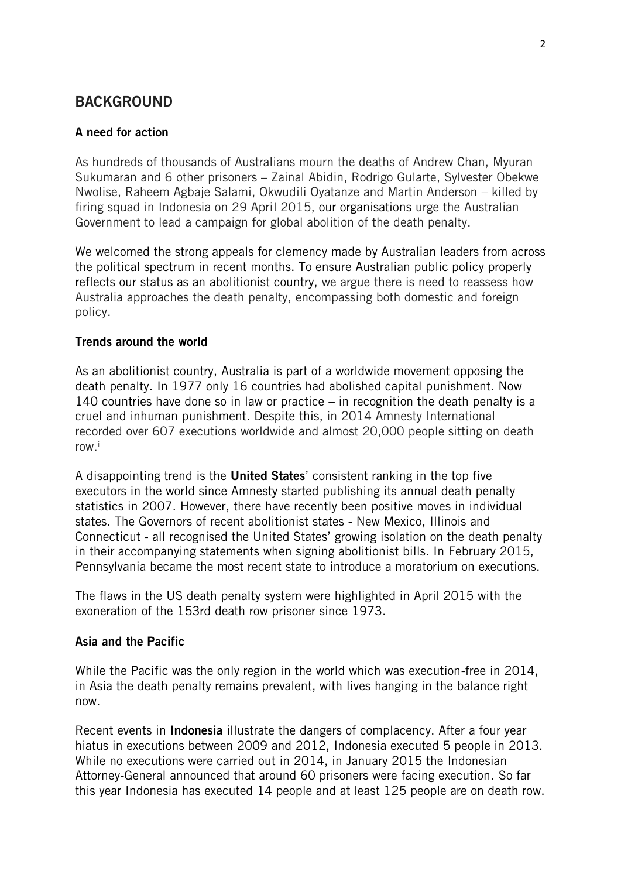## BACKGROUND

### A need for action

As hundreds of thousands of Australians mourn the deaths of Andrew Chan, Myuran Sukumaran and 6 other prisoners – Zainal Abidin, Rodrigo Gularte, Sylvester Obekwe Nwolise, Raheem Agbaje Salami, Okwudili Oyatanze and Martin Anderson – killed by firing squad in Indonesia on 29 April 2015, our organisations urge the Australian Government to lead a campaign for global abolition of the death penalty.

We welcomed the strong appeals for clemency made by Australian leaders from across the political spectrum in recent months. To ensure Australian public policy properly reflects our status as an abolitionist country, we argue there is need to reassess how Australia approaches the death penalty, encompassing both domestic and foreign policy.

### Trends around the world

As an abolitionist country, Australia is part of a worldwide movement opposing the death penalty. In 1977 only 16 countries had abolished capital punishment. Now 140 countries have done so in law or practice – in recognition the death penalty is a cruel and inhuman punishment. Despite this, in 2014 Amnesty International recorded over 607 executions worldwide and almost 20,000 people sitting on death row.[i]

A disappointing trend is the **United States**' consistent ranking in the top five executors in the world since Amnesty started publishing its annual death penalty statistics in 2007. However, there have recently been positive moves in individual states. The Governors of recent abolitionist states - New Mexico, Illinois and Connecticut - all recognised the United States' growing isolation on the death penalty in their accompanying statements when signing abolitionist bills. In February 2015, Pennsylvania became the most recent state to introduce a moratorium on executions.

The flaws in the US death penalty system were highlighted in April 2015 with the exoneration of the 153rd death row prisoner since 1973.

### Asia and the Pacific

While the Pacific was the only region in the world which was execution-free in 2014, in Asia the death penalty remains prevalent, with lives hanging in the balance right now.

Recent events in **Indonesia** illustrate the dangers of complacency. After a four year hiatus in executions between 2009 and 2012, Indonesia executed 5 people in 2013. While no executions were carried out in 2014, in January 2015 the Indonesian Attorney-General announced that around 60 prisoners were facing execution. So far this year Indonesia has executed 14 people and at least 125 people are on death row.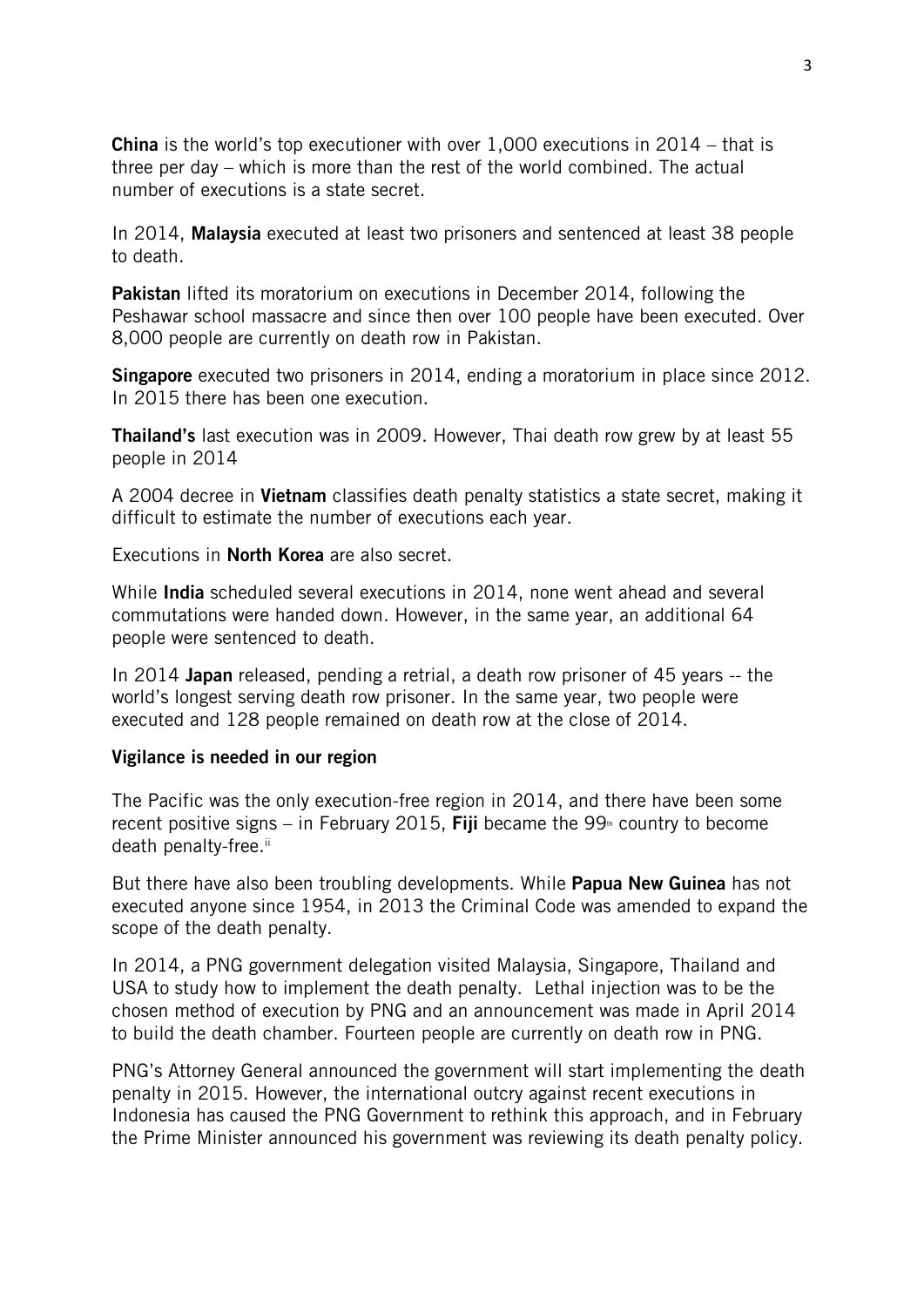**China** is the world's top executioner with over 1,000 executions in 2014 – that is three per day – which is more than the rest of the world combined. The actual number of executions is a state secret.

In 2014, **Malaysia** executed at least two prisoners and sentenced at least 38 people to death.

**Pakistan** lifted its moratorium on executions in December 2014, following the Peshawar school massacre and since then over 100 people have been executed. Over 8,000 people are currently on death row in Pakistan.

**Singapore** executed two prisoners in 2014, ending a moratorium in place since 2012. In 2015 there has been one execution.

**Thailand's** last execution was in 2009. However, Thai death row grew by at least 55 people in 2014

A 2004 decree in **Vietnam** classifies death penalty statistics a state secret, making it difficult to estimate the number of executions each year.

Executions in **North Korea** are also secret.

While **India** scheduled several executions in 2014, none went ahead and several commutations were handed down. However, in the same year, an additional 64 people were sentenced to death.

In 2014 **Japan** released, pending a retrial, a death row prisoner of 45 years -- the world's longest serving death row prisoner. In the same year, two people were executed and 128 people remained on death row at the close of 2014.

**Vigilance is needed in our region**

The Pacific was the only execution-free region in 2014, and there have been some recent positive signs – in February 2015, **Fiji** became the 99th country to become death penalty-free.[ii]

But there have also been troubling developments. While **Papua New Guinea** has not executed anyone since 1954, in 2013 the Criminal Code was amended to expand the scope of the death penalty.

In 2014, a PNG government delegation visited Malaysia, Singapore, Thailand and USA to study how to implement the death penalty. Lethal injection was to be the chosen method of execution by PNG and an announcement was made in April 2014 to build the death chamber. Fourteen people are currently on death row in PNG.

PNG's Attorney General announced the government will start implementing the death penalty in 2015. However, the international outcry against recent executions in Indonesia has caused the PNG Government to rethink this approach, and in February the Prime Minister announced his government was reviewing its death penalty policy.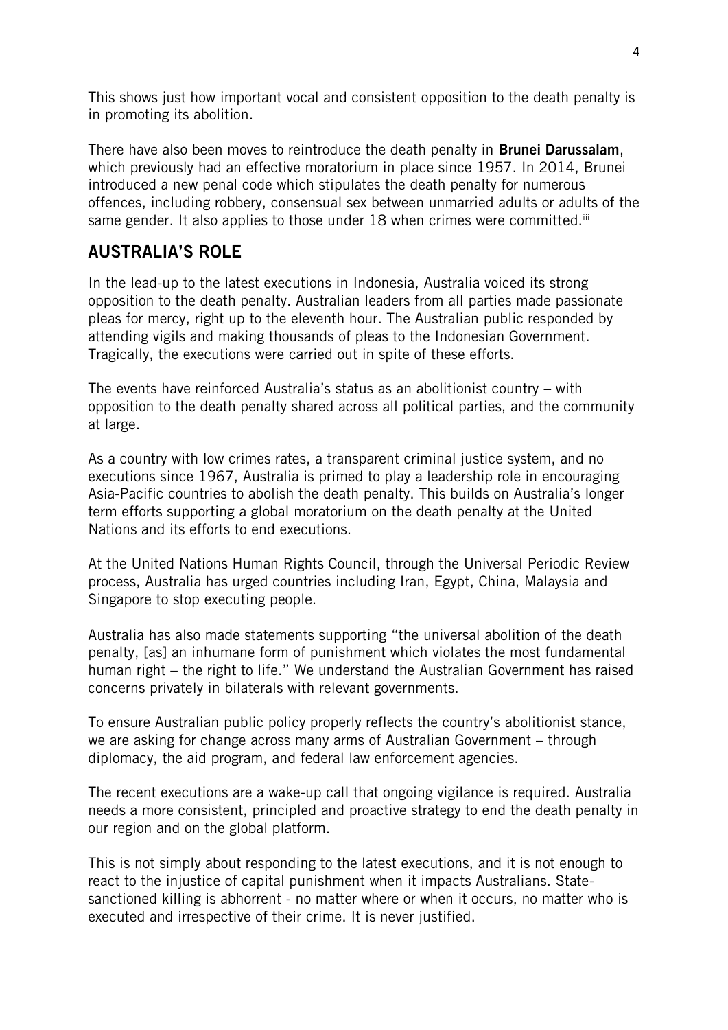This shows just how important vocal and consistent opposition to the death penalty is in promoting its abolition.

There have also been moves to reintroduce the death penalty in **Brunei Darussalam**, which previously had an effective moratorium in place since 1957. In 2014, Brunei introduced a new penal code which stipulates the death penalty for numerous offences, including robbery, consensual sex between unmarried adults or adults of the same gender. It also applies to those under 18 when crimes were committed.[iii]

## AUSTRALIA'S ROLE

In the lead-up to the latest executions in Indonesia, Australia voiced its strong opposition to the death penalty. Australian leaders from all parties made passionate pleas for mercy, right up to the eleventh hour. The Australian public responded by attending vigils and making thousands of pleas to the Indonesian Government. Tragically, the executions were carried out in spite of these efforts.

The events have reinforced Australia's status as an abolitionist country – with opposition to the death penalty shared across all political parties, and the community at large.

As a country with low crimes rates, a transparent criminal justice system, and no executions since 1967, Australia is primed to play a leadership role in encouraging Asia-Pacific countries to abolish the death penalty. This builds on Australia's longer term efforts supporting a global moratorium on the death penalty at the United Nations and its efforts to end executions.

At the United Nations Human Rights Council, through the Universal Periodic Review process, Australia has urged countries including Iran, Egypt, China, Malaysia and Singapore to stop executing people.

Australia has also made statements supporting "the universal abolition of the death penalty, [as] an inhumane form of punishment which violates the most fundamental human right – the right to life." We understand the Australian Government has raised concerns privately in bilaterals with relevant governments.

To ensure Australian public policy properly reflects the country's abolitionist stance, we are asking for change across many arms of Australian Government – through diplomacy, the aid program, and federal law enforcement agencies.

The recent executions are a wake-up call that ongoing vigilance is required. Australia needs a more consistent, principled and proactive strategy to end the death penalty in our region and on the global platform.

This is not simply about responding to the latest executions, and it is not enough to react to the injustice of capital punishment when it impacts Australians. State-sanctioned killing is abhorrent - no matter where or when it occurs, no matter who is executed and irrespective of their crime. It is never justified.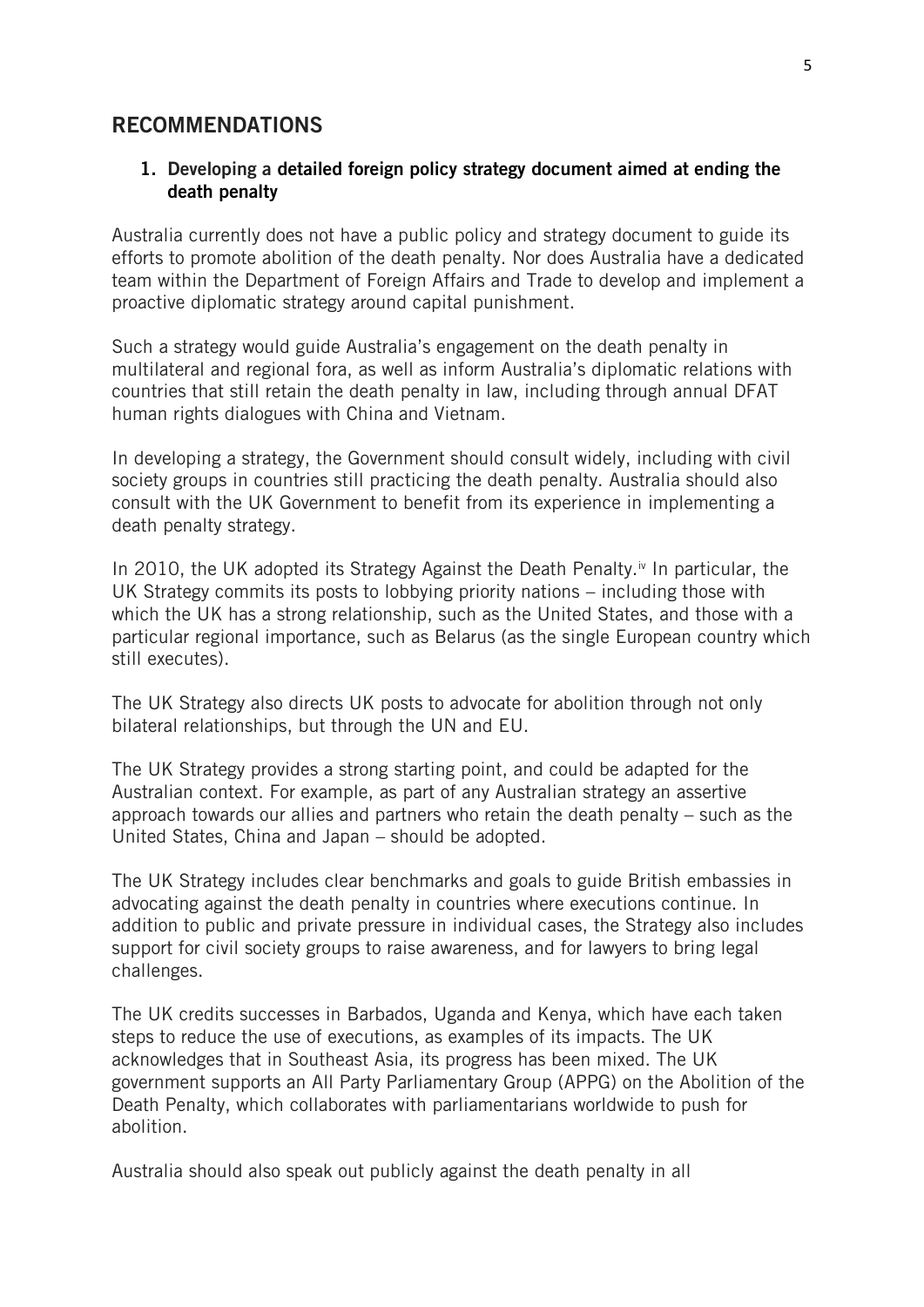## RECOMMENDATIONS

1. **Developing a detailed foreign policy strategy document aimed at ending the death penalty**

Australia currently does not have a public policy and strategy document to guide its efforts to promote abolition of the death penalty. Nor does Australia have a dedicated team within the Department of Foreign Affairs and Trade to develop and implement a proactive diplomatic strategy around capital punishment.

Such a strategy would guide Australia's engagement on the death penalty in multilateral and regional fora, as well as inform Australia's diplomatic relations with countries that still retain the death penalty in law, including through annual DFAT human rights dialogues with China and Vietnam.

In developing a strategy, the Government should consult widely, including with civil society groups in countries still practicing the death penalty. Australia should also consult with the UK Government to benefit from its experience in implementing a death penalty strategy.

In 2010, the UK adopted its Strategy Against the Death Penalty.[iv] In particular, the UK Strategy commits its posts to lobbying priority nations – including those with which the UK has a strong relationship, such as the United States, and those with a particular regional importance, such as Belarus (as the single European country which still executes).

The UK Strategy also directs UK posts to advocate for abolition through not only bilateral relationships, but through the UN and EU.

The UK Strategy provides a strong starting point, and could be adapted for the Australian context. For example, as part of any Australian strategy an assertive approach towards our allies and partners who retain the death penalty – such as the United States, China and Japan – should be adopted.

The UK Strategy includes clear benchmarks and goals to guide British embassies in advocating against the death penalty in countries where executions continue. In addition to public and private pressure in individual cases, the Strategy also includes support for civil society groups to raise awareness, and for lawyers to bring legal challenges.

The UK credits successes in Barbados, Uganda and Kenya, which have each taken steps to reduce the use of executions, as examples of its impacts. The UK acknowledges that in Southeast Asia, its progress has been mixed. The UK government supports an All Party Parliamentary Group (APPG) on the Abolition of the Death Penalty, which collaborates with parliamentarians worldwide to push for abolition.

Australia should also speak out publicly against the death penalty in all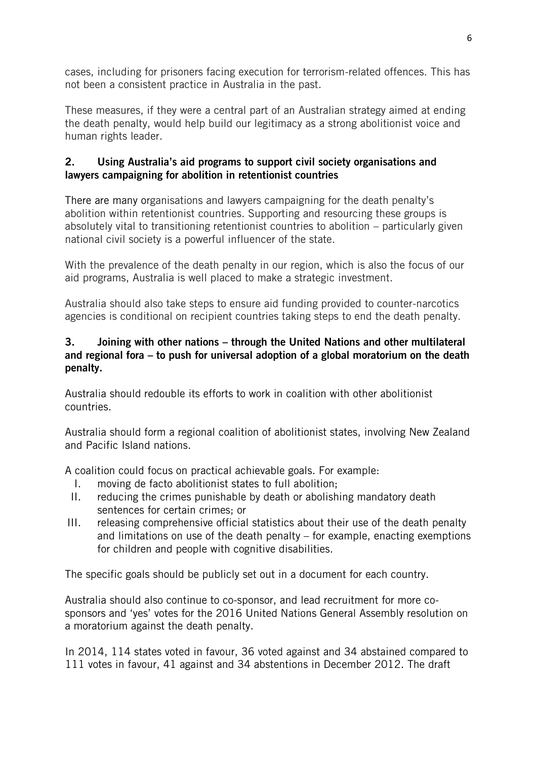cases, including for prisoners facing execution for terrorism-related offences. This has not been a consistent practice in Australia in the past.

These measures, if they were a central part of an Australian strategy aimed at ending the death penalty, would help build our legitimacy as a strong abolitionist voice and human rights leader.

### 2. Using Australia's aid programs to support civil society organisations and lawyers campaigning for abolition in retentionist countries

There are many organisations and lawyers campaigning for the death penalty's abolition within retentionist countries. Supporting and resourcing these groups is absolutely vital to transitioning retentionist countries to abolition – particularly given national civil society is a powerful influencer of the state.

With the prevalence of the death penalty in our region, which is also the focus of our aid programs, Australia is well placed to make a strategic investment.

Australia should also take steps to ensure aid funding provided to counter-narcotics agencies is conditional on recipient countries taking steps to end the death penalty.

### 3. Joining with other nations – through the United Nations and other multilateral and regional fora – to push for universal adoption of a global moratorium on the death penalty.

Australia should redouble its efforts to work in coalition with other abolitionist countries.

Australia should form a regional coalition of abolitionist states, involving New Zealand and Pacific Island nations.

A coalition could focus on practical achievable goals. For example:

I. moving de facto abolitionist states to full abolition;
II. reducing the crimes punishable by death or abolishing mandatory death sentences for certain crimes; or
III. releasing comprehensive official statistics about their use of the death penalty and limitations on use of the death penalty – for example, enacting exemptions for children and people with cognitive disabilities.

The specific goals should be publicly set out in a document for each country.

Australia should also continue to co-sponsor, and lead recruitment for more co-sponsors and 'yes' votes for the 2016 United Nations General Assembly resolution on a moratorium against the death penalty.

In 2014, 114 states voted in favour, 36 voted against and 34 abstained compared to 111 votes in favour, 41 against and 34 abstentions in December 2012. The draft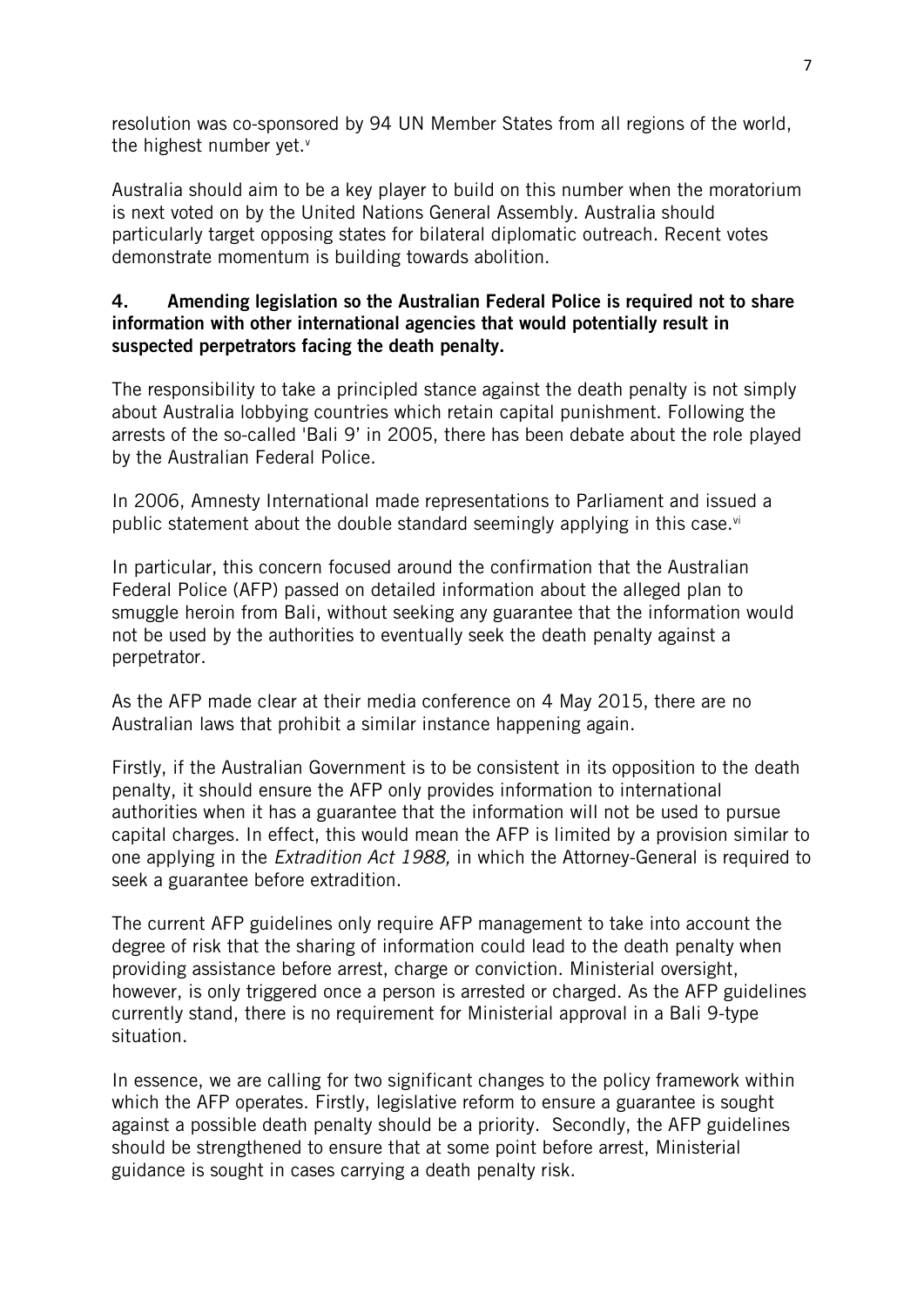resolution was co-sponsored by 94 UN Member States from all regions of the world, the highest number yet.[v]

Australia should aim to be a key player to build on this number when the moratorium is next voted on by the United Nations General Assembly. Australia should particularly target opposing states for bilateral diplomatic outreach. Recent votes demonstrate momentum is building towards abolition.

### 4. Amending legislation so the Australian Federal Police is required not to share information with other international agencies that would potentially result in suspected perpetrators facing the death penalty.

The responsibility to take a principled stance against the death penalty is not simply about Australia lobbying countries which retain capital punishment. Following the arrests of the so-called 'Bali 9' in 2005, there has been debate about the role played by the Australian Federal Police.

In 2006, Amnesty International made representations to Parliament and issued a public statement about the double standard seemingly applying in this case.[vi]

In particular, this concern focused around the confirmation that the Australian Federal Police (AFP) passed on detailed information about the alleged plan to smuggle heroin from Bali, without seeking any guarantee that the information would not be used by the authorities to eventually seek the death penalty against a perpetrator.

As the AFP made clear at their media conference on 4 May 2015, there are no Australian laws that prohibit a similar instance happening again.

Firstly, if the Australian Government is to be consistent in its opposition to the death penalty, it should ensure the AFP only provides information to international authorities when it has a guarantee that the information will not be used to pursue capital charges. In effect, this would mean the AFP is limited by a provision similar to one applying in the *Extradition Act 1988,* in which the Attorney-General is required to seek a guarantee before extradition.

The current AFP guidelines only require AFP management to take into account the degree of risk that the sharing of information could lead to the death penalty when providing assistance before arrest, charge or conviction. Ministerial oversight, however, is only triggered once a person is arrested or charged. As the AFP guidelines currently stand, there is no requirement for Ministerial approval in a Bali 9-type situation.

In essence, we are calling for two significant changes to the policy framework within which the AFP operates. Firstly, legislative reform to ensure a guarantee is sought against a possible death penalty should be a priority. Secondly, the AFP guidelines should be strengthened to ensure that at some point before arrest, Ministerial guidance is sought in cases carrying a death penalty risk.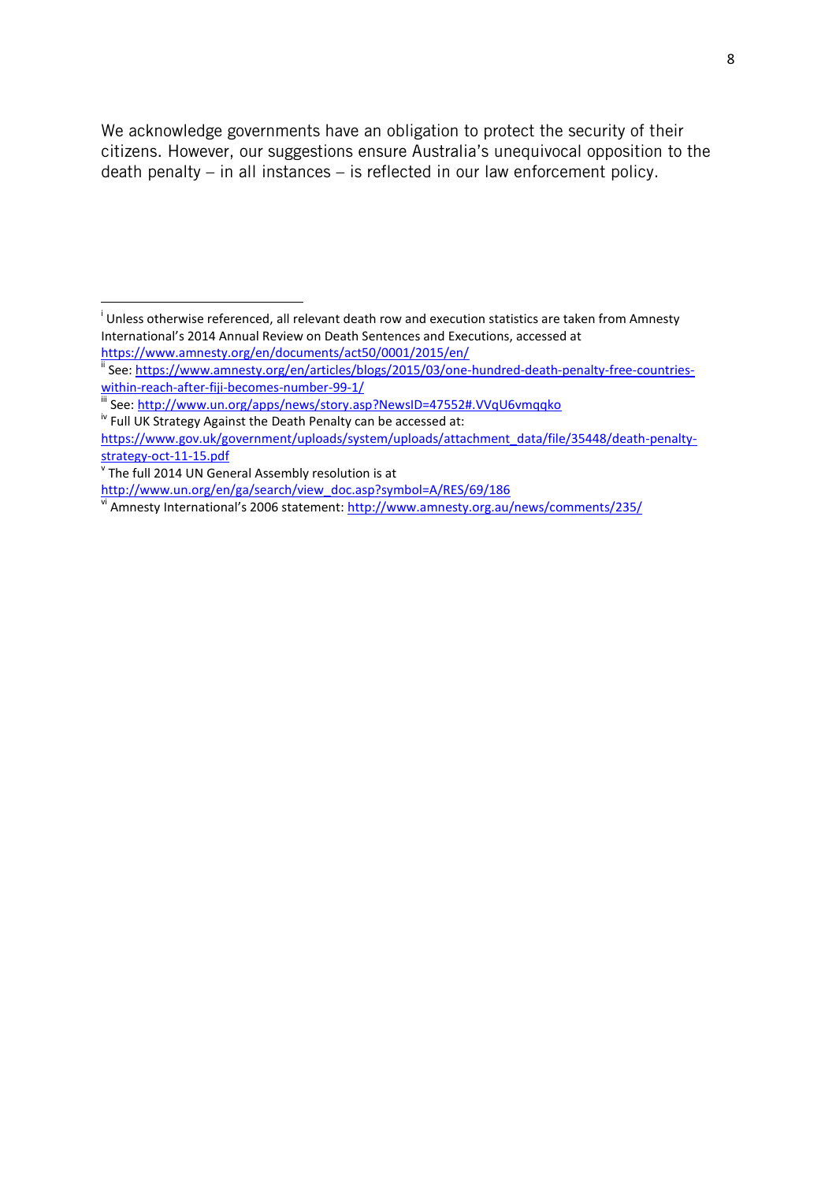We acknowledge governments have an obligation to protect the security of their citizens. However, our suggestions ensure Australia's unequivocal opposition to the death penalty – in all instances – is reflected in our law enforcement policy.

---

[i] Unless otherwise referenced, all relevant death row and execution statistics are taken from Amnesty International's 2014 Annual Review on Death Sentences and Executions, accessed at https://www.amnesty.org/en/documents/act50/0001/2015/en/

[ii] See: https://www.amnesty.org/en/articles/blogs/2015/03/one-hundred-death-penalty-free-countries-within-reach-after-fiji-becomes-number-99-1/

[iii] See: http://www.un.org/apps/news/story.asp?NewsID=47552#.VVqU6vmqqko

[iv] Full UK Strategy Against the Death Penalty can be accessed at: https://www.gov.uk/government/uploads/system/uploads/attachment_data/file/35448/death-penalty-strategy-oct-11-15.pdf

[v] The full 2014 UN General Assembly resolution is at http://www.un.org/en/ga/search/view_doc.asp?symbol=A/RES/69/186

[vi] Amnesty International's 2006 statement: http://www.amnesty.org.au/news/comments/235/